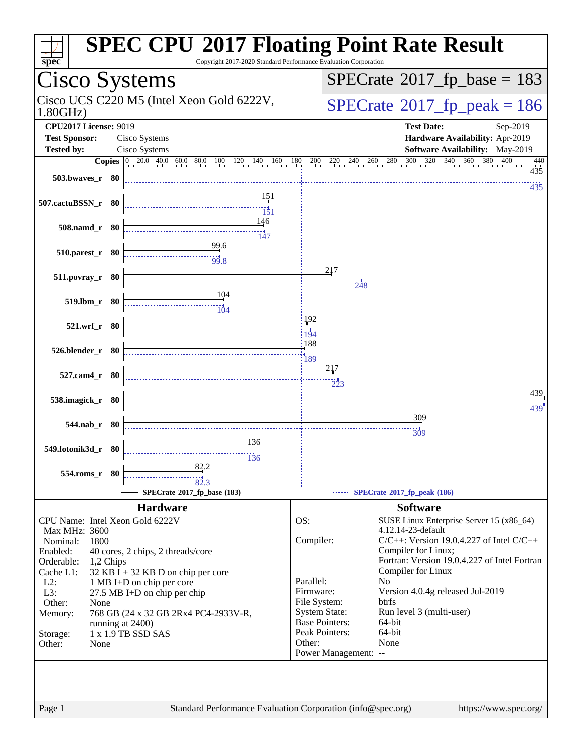# SPEC CPU 2017 Floating Point Rate Result

Copyright 2017-2020 Standard Performance Evaluation Corporation

## Cisco Systems

Cisco UCS C220 M5 (Intel Xeon Gold 6222V, 1.80GHz)

**SPECrate 2017_fp_base = 183**

**SPECrate 2017_fp_peak = 186**

| | | | |
|---|---|---|---|
| **CPU2017 License:** | 9019 | **Test Date:** | Sep-2019 |
| **Test Sponsor:** | Cisco Systems | **Hardware Availability:** | Apr-2019 |
| **Tested by:** | Cisco Systems | **Software Availability:** | May-2019 |

| Benchmark | Copies | Base | Peak |
|---|---|---|---|
| 503.bwaves_r | 80 | 435 | 435 |
| 507.cactuBSSN_r | 80 | 151 | 151 |
| 508.namd_r | 80 | 146 | 147 |
| 510.parest_r | 80 | 99.6 | 99.8 |
| 511.povray_r | 80 | 217 | 248 |
| 519.lbm_r | 80 | 104 | 104 |
| 521.wrf_r | 80 | 192 | 194 |
| 526.blender_r | 80 | 188 | 189 |
| 527.cam4_r | 80 | 217 | 223 |
| 538.imagick_r | 80 | 439 | 439 |
| 544.nab_r | 80 | 309 | 309 |
| 549.fotonik3d_r | 80 | 136 | 136 |
| 554.roms_r | 80 | 82.2 | 82.3 |

SPECrate 2017_fp_base (183) — SPECrate 2017_fp_peak (186)

### Hardware

| | |
|---|---|
| CPU Name: | Intel Xeon Gold 6222V |
| Max MHz: | 3600 |
| Nominal: | 1800 |
| Enabled: | 40 cores, 2 chips, 2 threads/core |
| Orderable: | 1,2 Chips |
| Cache L1: | 32 KB I + 32 KB D on chip per core |
| L2: | 1 MB I+D on chip per core |
| L3: | 27.5 MB I+D on chip per chip |
| Other: | None |
| Memory: | 768 GB (24 x 32 GB 2Rx4 PC4-2933V-R, running at 2400) |
| Storage: | 1 x 1.9 TB SSD SAS |
| Other: | None |

### Software

| | |
|---|---|
| OS: | SUSE Linux Enterprise Server 15 (x86_64) 4.12.14-23-default |
| Compiler: | C/C++: Version 19.0.4.227 of Intel C/C++ Compiler for Linux; Fortran: Version 19.0.4.227 of Intel Fortran Compiler for Linux |
| Parallel: | No |
| Firmware: | Version 4.0.4g released Jul-2019 |
| File System: | btrfs |
| System State: | Run level 3 (multi-user) |
| Base Pointers: | 64-bit |
| Peak Pointers: | 64-bit |
| Other: | None |
| Power Management: | -- |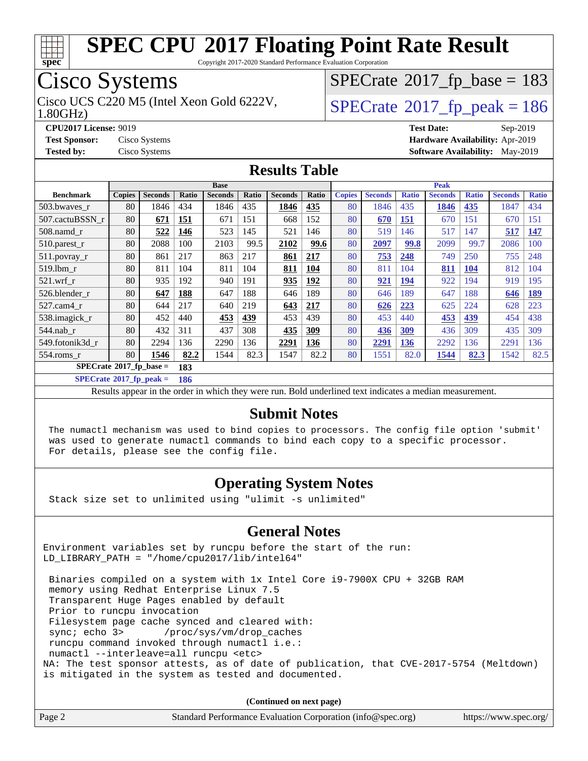# SPEC CPU 2017 Floating Point Rate Result

Copyright 2017-2020 Standard Performance Evaluation Corporation

## Cisco Systems

Cisco UCS C220 M5 (Intel Xeon Gold 6222V, 1.80GHz)

SPECrate 2017_fp_base = 183

SPECrate 2017_fp_peak = 186

**CPU2017 License:** 9019
**Test Sponsor:** Cisco Systems
**Tested by:** Cisco Systems

**Test Date:** Sep-2019
**Hardware Availability:** Apr-2019
**Software Availability:** May-2019

## Results Table

| Benchmark | Base | | | | | | | Peak | | | | | | |
|---|---|---|---|---|---|---|---|---|---|---|---|---|---|---|
| | Copies | Seconds | Ratio | Seconds | Ratio | Seconds | Ratio | Copies | Seconds | Ratio | Seconds | Ratio | Seconds | Ratio |
| 503.bwaves_r | 80 | 1846 | 434 | 1846 | 435 | **1846** | **435** | 80 | 1846 | 435 | **1846** | **435** | 1847 | 434 |
| 507.cactuBSSN_r | 80 | **671** | **151** | 671 | 151 | 668 | 152 | 80 | **670** | **151** | 670 | 151 | 670 | 151 |
| 508.namd_r | 80 | **522** | **146** | 523 | 145 | 521 | 146 | 80 | 519 | 146 | 517 | 147 | **517** | **147** |
| 510.parest_r | 80 | 2088 | 100 | 2103 | 99.5 | **2102** | **99.6** | 80 | **2097** | **99.8** | 2099 | 99.7 | 2086 | 100 |
| 511.povray_r | 80 | 861 | 217 | 863 | 217 | **861** | **217** | 80 | **753** | **248** | 749 | 250 | 755 | 248 |
| 519.lbm_r | 80 | 811 | 104 | 811 | 104 | **811** | **104** | 80 | 811 | 104 | **811** | **104** | 812 | 104 |
| 521.wrf_r | 80 | 935 | 192 | 940 | 191 | **935** | **192** | 80 | **921** | **194** | 922 | 194 | 919 | 195 |
| 526.blender_r | 80 | **647** | **188** | 647 | 188 | 646 | 189 | 80 | 646 | 189 | 647 | 188 | **646** | **189** |
| 527.cam4_r | 80 | 644 | 217 | 640 | 219 | **643** | **217** | 80 | **626** | **223** | 625 | 224 | 628 | 223 |
| 538.imagick_r | 80 | 452 | 440 | **453** | **439** | 453 | 439 | 80 | 453 | 440 | **453** | **439** | 454 | 438 |
| 544.nab_r | 80 | 432 | 311 | 437 | 308 | **435** | **309** | 80 | **436** | **309** | 436 | 309 | 435 | 309 |
| 549.fotonik3d_r | 80 | 2294 | 136 | 2290 | 136 | **2291** | **136** | 80 | **2291** | **136** | 2292 | 136 | 2291 | 136 |
| 554.roms_r | 80 | **1546** | **82.2** | 1544 | 82.3 | 1547 | 82.2 | 80 | 1551 | 82.0 | **1544** | **82.3** | 1542 | 82.5 |

**SPECrate 2017_fp_base = 183**

**SPECrate 2017_fp_peak = 186**

Results appear in the order in which they were run. Bold underlined text indicates a median measurement.

## Submit Notes

```
The numactl mechanism was used to bind copies to processors. The config file option 'submit'
was used to generate numactl commands to bind each copy to a specific processor.
For details, please see the config file.
```

## Operating System Notes

```
Stack size set to unlimited using "ulimit -s unlimited"
```

## General Notes

```
Environment variables set by runcpu before the start of the run:
LD_LIBRARY_PATH = "/home/cpu2017/lib/intel64"

 Binaries compiled on a system with 1x Intel Core i9-7900X CPU + 32GB RAM
 memory using Redhat Enterprise Linux 7.5
 Transparent Huge Pages enabled by default
 Prior to runcpu invocation
 Filesystem page cache synced and cleared with:
 sync; echo 3>       /proc/sys/vm/drop_caches
 runcpu command invoked through numactl i.e.:
 numactl --interleave=all runcpu <etc>
NA: The test sponsor attests, as of date of publication, that CVE-2017-5754 (Meltdown)
is mitigated in the system as tested and documented.
```

(Continued on next page)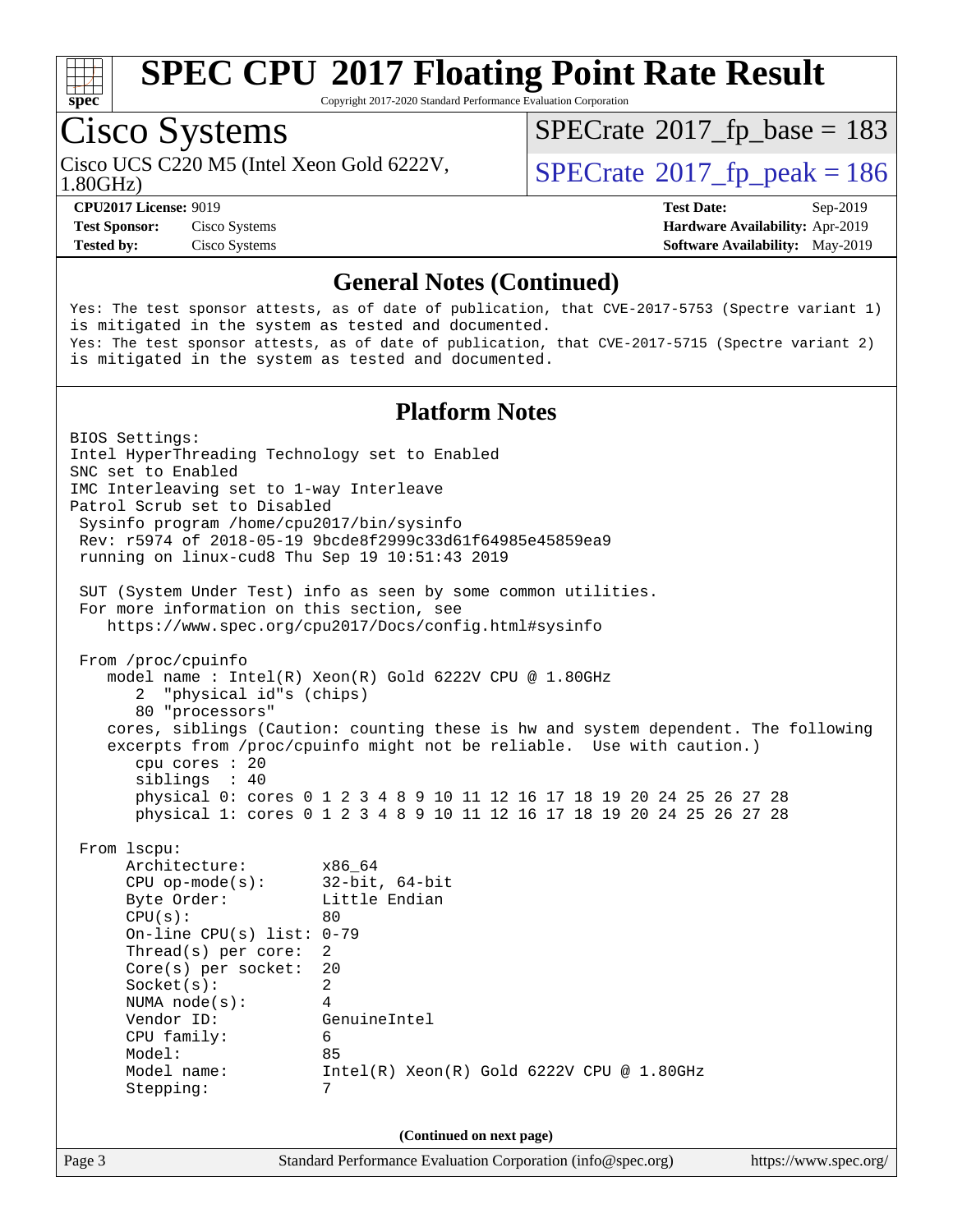# SPEC CPU 2017 Floating Point Rate Result

Copyright 2017-2020 Standard Performance Evaluation Corporation

## Cisco Systems

Cisco UCS C220 M5 (Intel Xeon Gold 6222V, 1.80GHz)

SPECrate 2017_fp_base = 183

SPECrate 2017_fp_peak = 186

**CPU2017 License:** 9019
**Test Sponsor:** Cisco Systems
**Tested by:** Cisco Systems

**Test Date:** Sep-2019
**Hardware Availability:** Apr-2019
**Software Availability:** May-2019

### General Notes (Continued)

```
Yes: The test sponsor attests, as of date of publication, that CVE-2017-5753 (Spectre variant 1)
is mitigated in the system as tested and documented.
Yes: The test sponsor attests, as of date of publication, that CVE-2017-5715 (Spectre variant 2)
is mitigated in the system as tested and documented.
```

### Platform Notes

```
BIOS Settings:
Intel HyperThreading Technology set to Enabled
SNC set to Enabled
IMC Interleaving set to 1-way Interleave
Patrol Scrub set to Disabled
 Sysinfo program /home/cpu2017/bin/sysinfo
 Rev: r5974 of 2018-05-19 9bcde8f2999c33d61f64985e45859ea9
 running on linux-cud8 Thu Sep 19 10:51:43 2019

 SUT (System Under Test) info as seen by some common utilities.
 For more information on this section, see
    https://www.spec.org/cpu2017/Docs/config.html#sysinfo

 From /proc/cpuinfo
    model name : Intel(R) Xeon(R) Gold 6222V CPU @ 1.80GHz
       2  "physical id"s (chips)
       80 "processors"
    cores, siblings (Caution: counting these is hw and system dependent. The following
    excerpts from /proc/cpuinfo might not be reliable.  Use with caution.)
       cpu cores : 20
       siblings  : 40
       physical 0: cores 0 1 2 3 4 8 9 10 11 12 16 17 18 19 20 24 25 26 27 28
       physical 1: cores 0 1 2 3 4 8 9 10 11 12 16 17 18 19 20 24 25 26 27 28

 From lscpu:
      Architecture:          x86_64
      CPU op-mode(s):        32-bit, 64-bit
      Byte Order:            Little Endian
      CPU(s):                80
      On-line CPU(s) list:   0-79
      Thread(s) per core:    2
      Core(s) per socket:    20
      Socket(s):             2
      NUMA node(s):          4
      Vendor ID:             GenuineIntel
      CPU family:            6
      Model:                 85
      Model name:            Intel(R) Xeon(R) Gold 6222V CPU @ 1.80GHz
      Stepping:              7
```

(Continued on next page)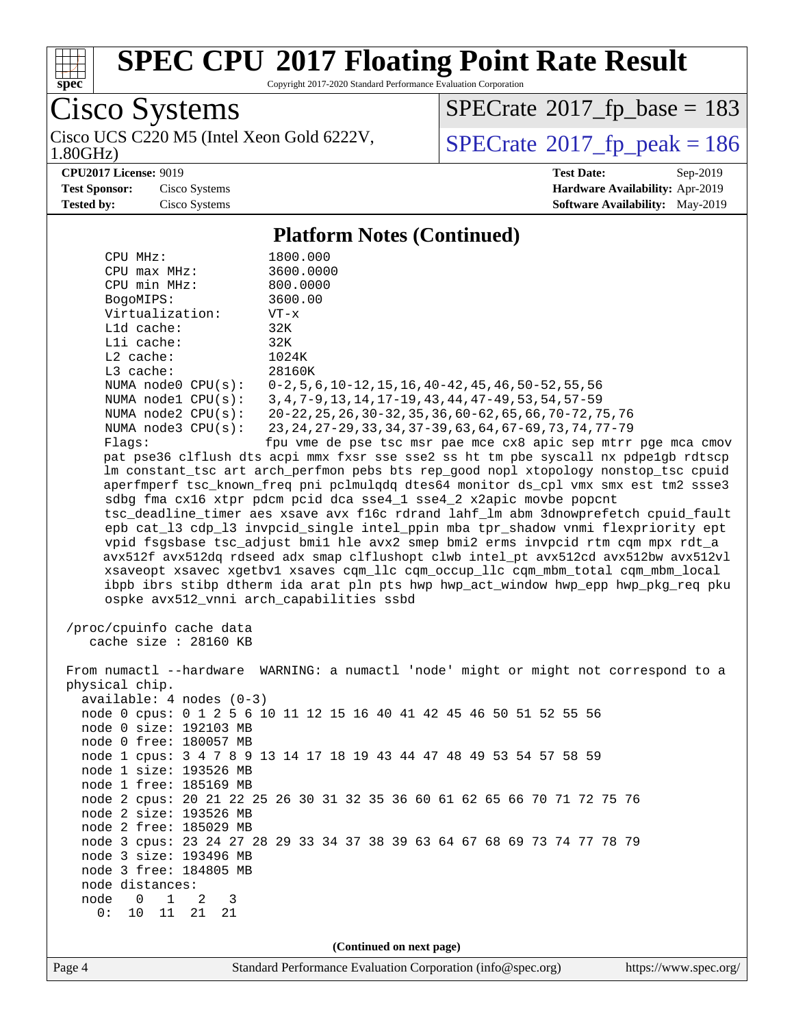# SPEC CPU 2017 Floating Point Rate Result

Copyright 2017-2020 Standard Performance Evaluation Corporation

## Cisco Systems

Cisco UCS C220 M5 (Intel Xeon Gold 6222V, 1.80GHz)

SPECrate 2017_fp_base = 183

SPECrate 2017_fp_peak = 186

**CPU2017 License:** 9019
**Test Sponsor:** Cisco Systems
**Tested by:** Cisco Systems

**Test Date:** Sep-2019
**Hardware Availability:** Apr-2019
**Software Availability:** May-2019

### Platform Notes (Continued)

```
    CPU MHz:               1800.000
    CPU max MHz:           3600.0000
    CPU min MHz:           800.0000
    BogoMIPS:              3600.00
    Virtualization:        VT-x
    L1d cache:             32K
    L1i cache:             32K
    L2 cache:              1024K
    L3 cache:              28160K
    NUMA node0 CPU(s):     0-2,5,6,10-12,15,16,40-42,45,46,50-52,55,56
    NUMA node1 CPU(s):     3,4,7-9,13,14,17-19,43,44,47-49,53,54,57-59
    NUMA node2 CPU(s):     20-22,25,26,30-32,35,36,60-62,65,66,70-72,75,76
    NUMA node3 CPU(s):     23,24,27-29,33,34,37-39,63,64,67-69,73,74,77-79
    Flags:                 fpu vme de pse tsc msr pae mce cx8 apic sep mtrr pge mca cmov
    pat pse36 clflush dts acpi mmx fxsr sse sse2 ss ht tm pbe syscall nx pdpe1gb rdtscp
    lm constant_tsc art arch_perfmon pebs bts rep_good nopl xtopology nonstop_tsc cpuid
    aperfmperf tsc_known_freq pni pclmulqdq dtes64 monitor ds_cpl vmx smx est tm2 ssse3
    sdbg fma cx16 xtpr pdcm pcid dca sse4_1 sse4_2 x2apic movbe popcnt
    tsc_deadline_timer aes xsave avx f16c rdrand lahf_lm abm 3dnowprefetch cpuid_fault
    epb cat_l3 cdp_l3 invpcid_single intel_ppin mba tpr_shadow vnmi flexpriority ept
    vpid fsgsbase tsc_adjust bmi1 hle avx2 smep bmi2 erms invpcid rtm cqm mpx rdt_a
    avx512f avx512dq rdseed adx smap clflushopt clwb intel_pt avx512cd avx512bw avx512vl
    xsaveopt xsavec xgetbv1 xsaves cqm_llc cqm_occup_llc cqm_mbm_total cqm_mbm_local
    ibpb ibrs stibp dtherm ida arat pln pts hwp hwp_act_window hwp_epp hwp_pkg_req pku
    ospke avx512_vnni arch_capabilities ssbd

 /proc/cpuinfo cache data
    cache size : 28160 KB

 From numactl --hardware  WARNING: a numactl 'node' might or might not correspond to a
 physical chip.
   available: 4 nodes (0-3)
   node 0 cpus: 0 1 2 5 6 10 11 12 15 16 40 41 42 45 46 50 51 52 55 56
   node 0 size: 192103 MB
   node 0 free: 180057 MB
   node 1 cpus: 3 4 7 8 9 13 14 17 18 19 43 44 47 48 49 53 54 57 58 59
   node 1 size: 193526 MB
   node 1 free: 185169 MB
   node 2 cpus: 20 21 22 25 26 30 31 32 35 36 60 61 62 65 66 70 71 72 75 76
   node 2 size: 193526 MB
   node 2 free: 185029 MB
   node 3 cpus: 23 24 27 28 29 33 34 37 38 39 63 64 67 68 69 73 74 77 78 79
   node 3 size: 193496 MB
   node 3 free: 184805 MB
   node distances:
   node   0   1   2   3
     0:  10  11  21  21
```

(Continued on next page)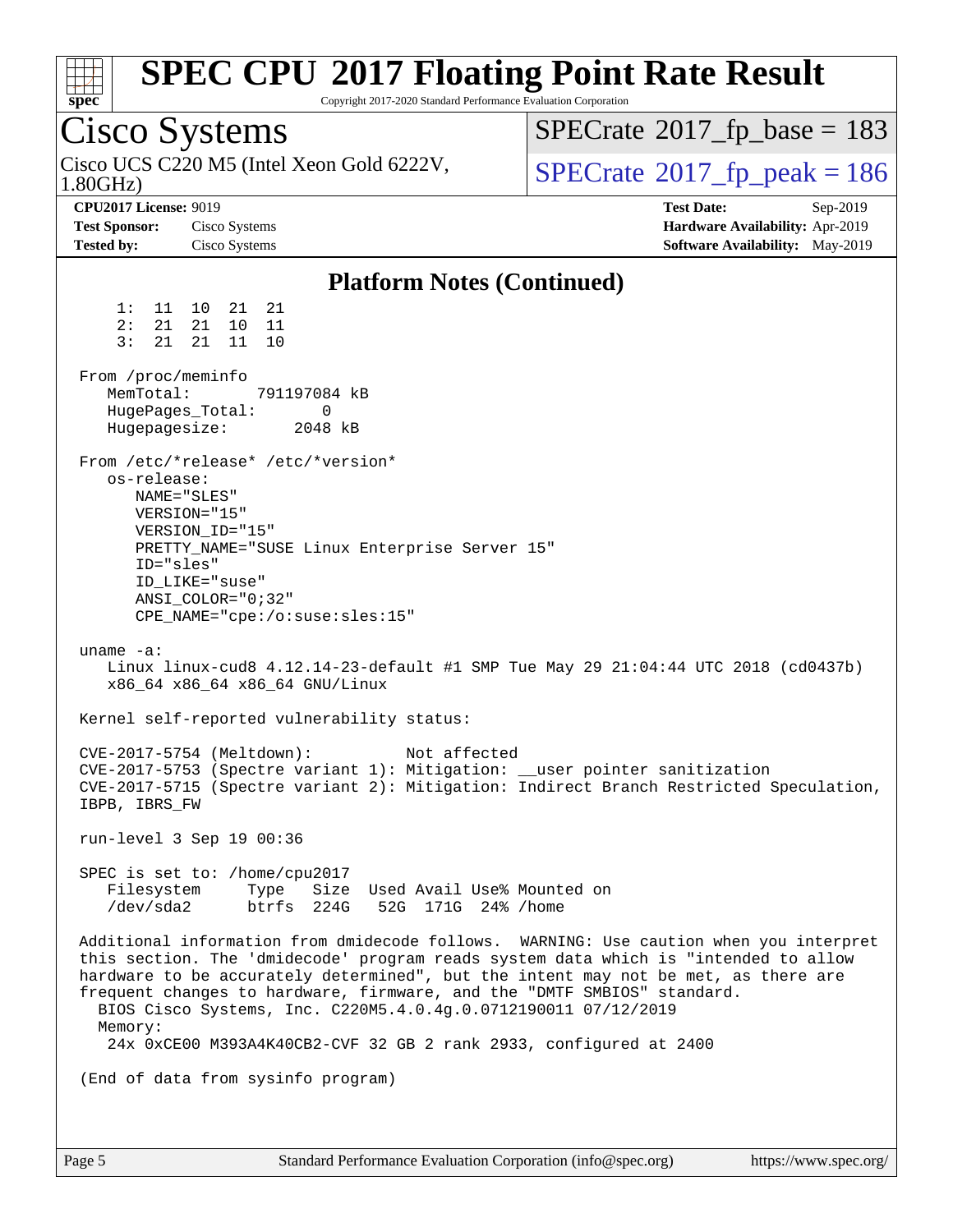# SPEC CPU 2017 Floating Point Rate Result

Copyright 2017-2020 Standard Performance Evaluation Corporation

**Cisco Systems**

Cisco UCS C220 M5 (Intel Xeon Gold 6222V, 1.80GHz)

SPECrate 2017_fp_base = 183

SPECrate 2017_fp_peak = 186

**CPU2017 License:** 9019
**Test Sponsor:** Cisco Systems
**Tested by:** Cisco Systems

**Test Date:** Sep-2019
**Hardware Availability:** Apr-2019
**Software Availability:** May-2019

## Platform Notes (Continued)

```
     1:  11  10  21  21
     2:  21  21  10  11
     3:  21  21  11  10

 From /proc/meminfo
    MemTotal:       791197084 kB
    HugePages_Total:       0
    Hugepagesize:       2048 kB

 From /etc/*release* /etc/*version*
    os-release:
       NAME="SLES"
       VERSION="15"
       VERSION_ID="15"
       PRETTY_NAME="SUSE Linux Enterprise Server 15"
       ID="sles"
       ID_LIKE="suse"
       ANSI_COLOR="0;32"
       CPE_NAME="cpe:/o:suse:sles:15"

 uname -a:
    Linux linux-cud8 4.12.14-23-default #1 SMP Tue May 29 21:04:44 UTC 2018 (cd0437b)
    x86_64 x86_64 x86_64 GNU/Linux

 Kernel self-reported vulnerability status:

 CVE-2017-5754 (Meltdown):          Not affected
 CVE-2017-5753 (Spectre variant 1): Mitigation: __user pointer sanitization
 CVE-2017-5715 (Spectre variant 2): Mitigation: Indirect Branch Restricted Speculation,
 IBPB, IBRS_FW

 run-level 3 Sep 19 00:36

 SPEC is set to: /home/cpu2017
    Filesystem     Type   Size  Used Avail Use% Mounted on
    /dev/sda2      btrfs  224G   52G  171G  24% /home

 Additional information from dmidecode follows.  WARNING: Use caution when you interpret
 this section. The 'dmidecode' program reads system data which is "intended to allow
 hardware to be accurately determined", but the intent may not be met, as there are
 frequent changes to hardware, firmware, and the "DMTF SMBIOS" standard.
   BIOS Cisco Systems, Inc. C220M5.4.0.4g.0.0712190011 07/12/2019
   Memory:
    24x 0xCE00 M393A4K40CB2-CVF 32 GB 2 rank 2933, configured at 2400

 (End of data from sysinfo program)
```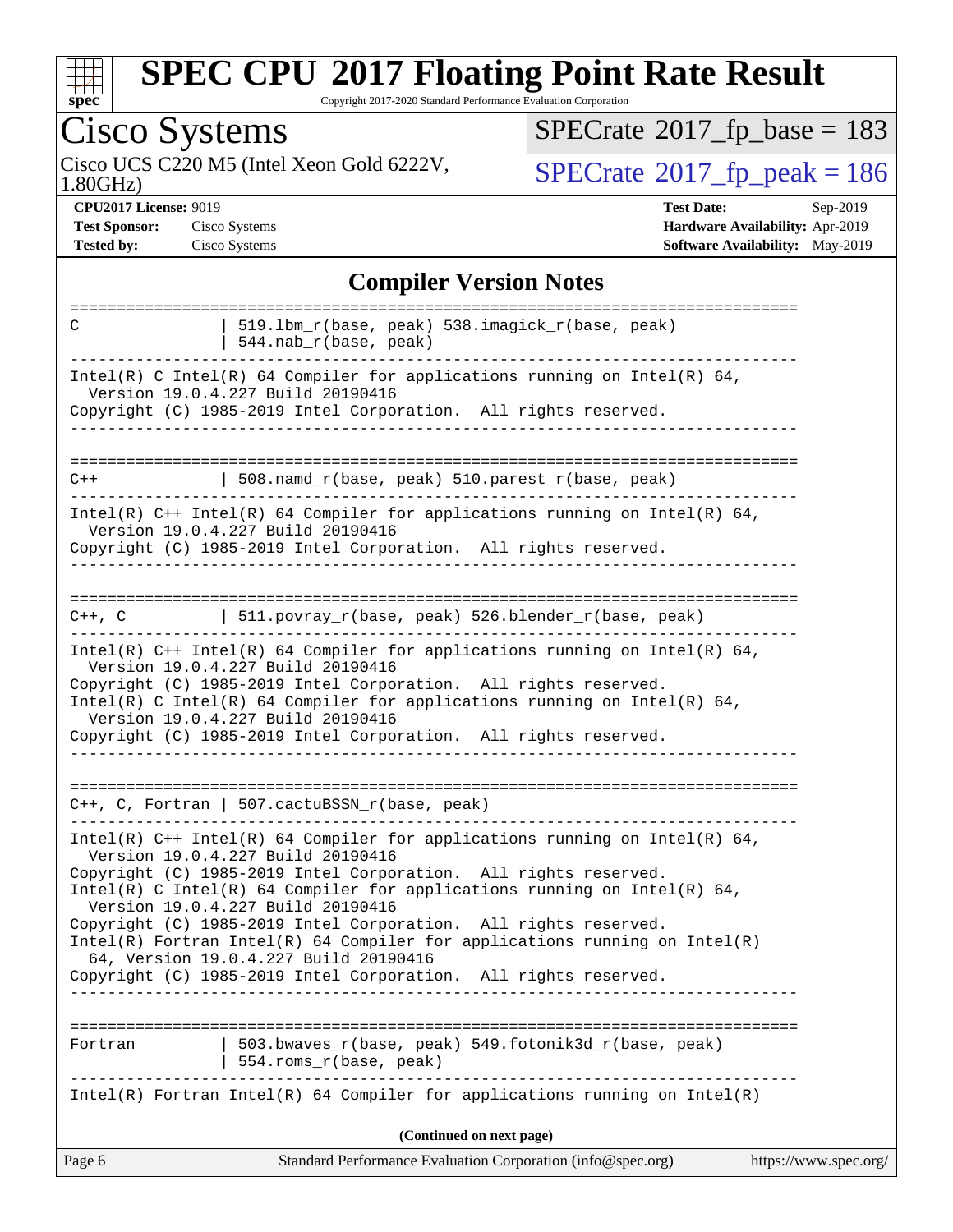## Compiler Version Notes

```
==============================================================================
C               | 519.lbm_r(base, peak) 538.imagick_r(base, peak)
                | 544.nab_r(base, peak)
------------------------------------------------------------------------------
Intel(R) C Intel(R) 64 Compiler for applications running on Intel(R) 64,
  Version 19.0.4.227 Build 20190416
Copyright (C) 1985-2019 Intel Corporation.  All rights reserved.
------------------------------------------------------------------------------

==============================================================================
C++             | 508.namd_r(base, peak) 510.parest_r(base, peak)
------------------------------------------------------------------------------
Intel(R) C++ Intel(R) 64 Compiler for applications running on Intel(R) 64,
  Version 19.0.4.227 Build 20190416
Copyright (C) 1985-2019 Intel Corporation.  All rights reserved.
------------------------------------------------------------------------------

==============================================================================
C++, C          | 511.povray_r(base, peak) 526.blender_r(base, peak)
------------------------------------------------------------------------------
Intel(R) C++ Intel(R) 64 Compiler for applications running on Intel(R) 64,
  Version 19.0.4.227 Build 20190416
Copyright (C) 1985-2019 Intel Corporation.  All rights reserved.
Intel(R) C Intel(R) 64 Compiler for applications running on Intel(R) 64,
  Version 19.0.4.227 Build 20190416
Copyright (C) 1985-2019 Intel Corporation.  All rights reserved.
------------------------------------------------------------------------------

==============================================================================
C++, C, Fortran | 507.cactuBSSN_r(base, peak)
------------------------------------------------------------------------------
Intel(R) C++ Intel(R) 64 Compiler for applications running on Intel(R) 64,
  Version 19.0.4.227 Build 20190416
Copyright (C) 1985-2019 Intel Corporation.  All rights reserved.
Intel(R) C Intel(R) 64 Compiler for applications running on Intel(R) 64,
  Version 19.0.4.227 Build 20190416
Copyright (C) 1985-2019 Intel Corporation.  All rights reserved.
Intel(R) Fortran Intel(R) 64 Compiler for applications running on Intel(R)
  64, Version 19.0.4.227 Build 20190416
Copyright (C) 1985-2019 Intel Corporation.  All rights reserved.
------------------------------------------------------------------------------

==============================================================================
Fortran         | 503.bwaves_r(base, peak) 549.fotonik3d_r(base, peak)
                | 554.roms_r(base, peak)
------------------------------------------------------------------------------
Intel(R) Fortran Intel(R) 64 Compiler for applications running on Intel(R)
```

**(Continued on next page)**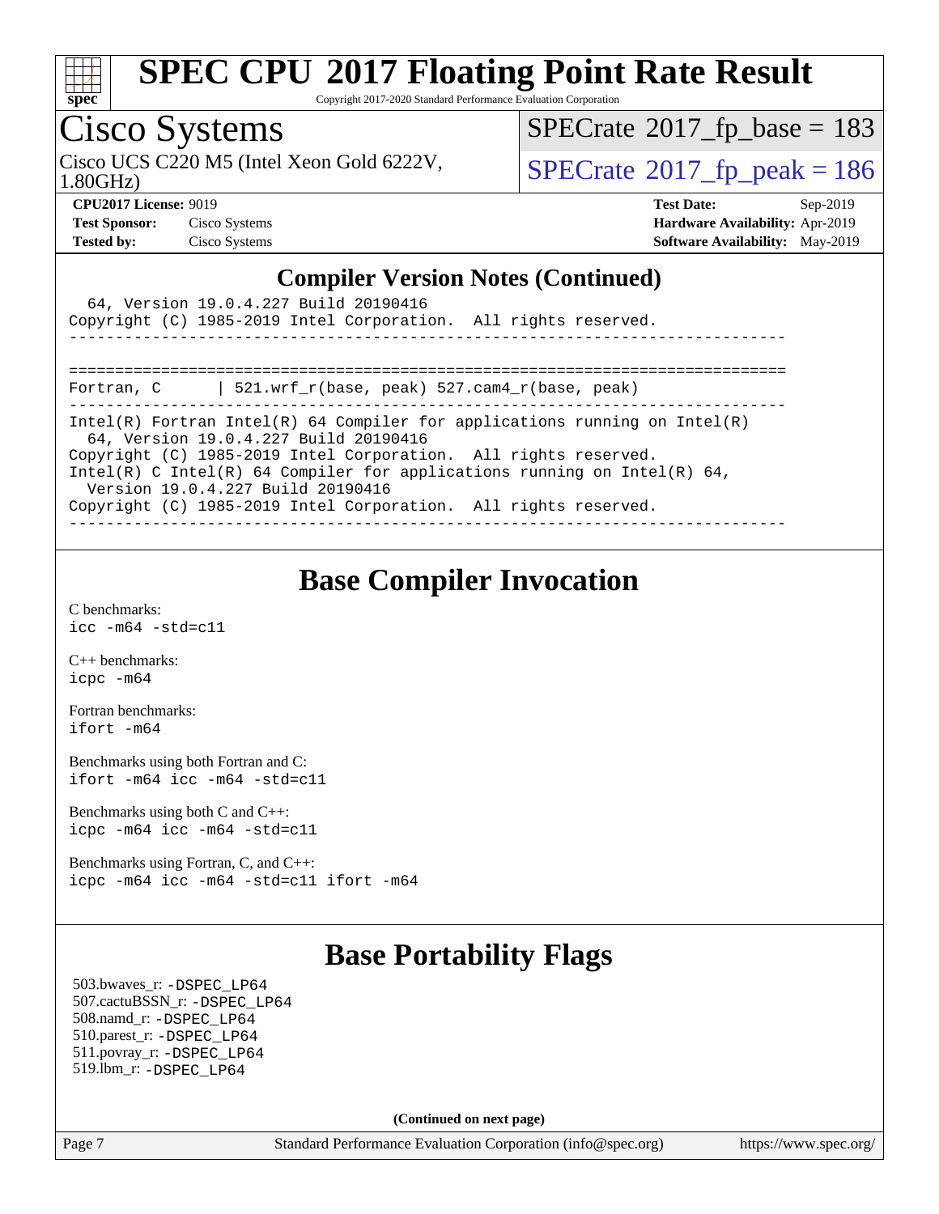# SPEC CPU 2017 Floating Point Rate Result

Copyright 2017-2020 Standard Performance Evaluation Corporation

## Cisco Systems

Cisco UCS C220 M5 (Intel Xeon Gold 6222V, 1.80GHz)

SPECrate 2017_fp_base = 183

SPECrate 2017_fp_peak = 186

**CPU2017 License:** 9019
**Test Sponsor:** Cisco Systems
**Tested by:** Cisco Systems

**Test Date:** Sep-2019
**Hardware Availability:** Apr-2019
**Software Availability:** May-2019

## Compiler Version Notes (Continued)

```
  64, Version 19.0.4.227 Build 20190416
Copyright (C) 1985-2019 Intel Corporation.  All rights reserved.
------------------------------------------------------------------------------

==============================================================================
Fortran, C      | 521.wrf_r(base, peak) 527.cam4_r(base, peak)
------------------------------------------------------------------------------
Intel(R) Fortran Intel(R) 64 Compiler for applications running on Intel(R)
  64, Version 19.0.4.227 Build 20190416
Copyright (C) 1985-2019 Intel Corporation.  All rights reserved.
Intel(R) C Intel(R) 64 Compiler for applications running on Intel(R) 64,
  Version 19.0.4.227 Build 20190416
Copyright (C) 1985-2019 Intel Corporation.  All rights reserved.
------------------------------------------------------------------------------
```

## Base Compiler Invocation

C benchmarks:
`icc -m64 -std=c11`

C++ benchmarks:
`icpc -m64`

Fortran benchmarks:
`ifort -m64`

Benchmarks using both Fortran and C:
`ifort -m64 icc -m64 -std=c11`

Benchmarks using both C and C++:
`icpc -m64 icc -m64 -std=c11`

Benchmarks using Fortran, C, and C++:
`icpc -m64 icc -m64 -std=c11 ifort -m64`

## Base Portability Flags

503.bwaves_r: `-DSPEC_LP64`
507.cactuBSSN_r: `-DSPEC_LP64`
508.namd_r: `-DSPEC_LP64`
510.parest_r: `-DSPEC_LP64`
511.povray_r: `-DSPEC_LP64`
519.lbm_r: `-DSPEC_LP64`

**(Continued on next page)**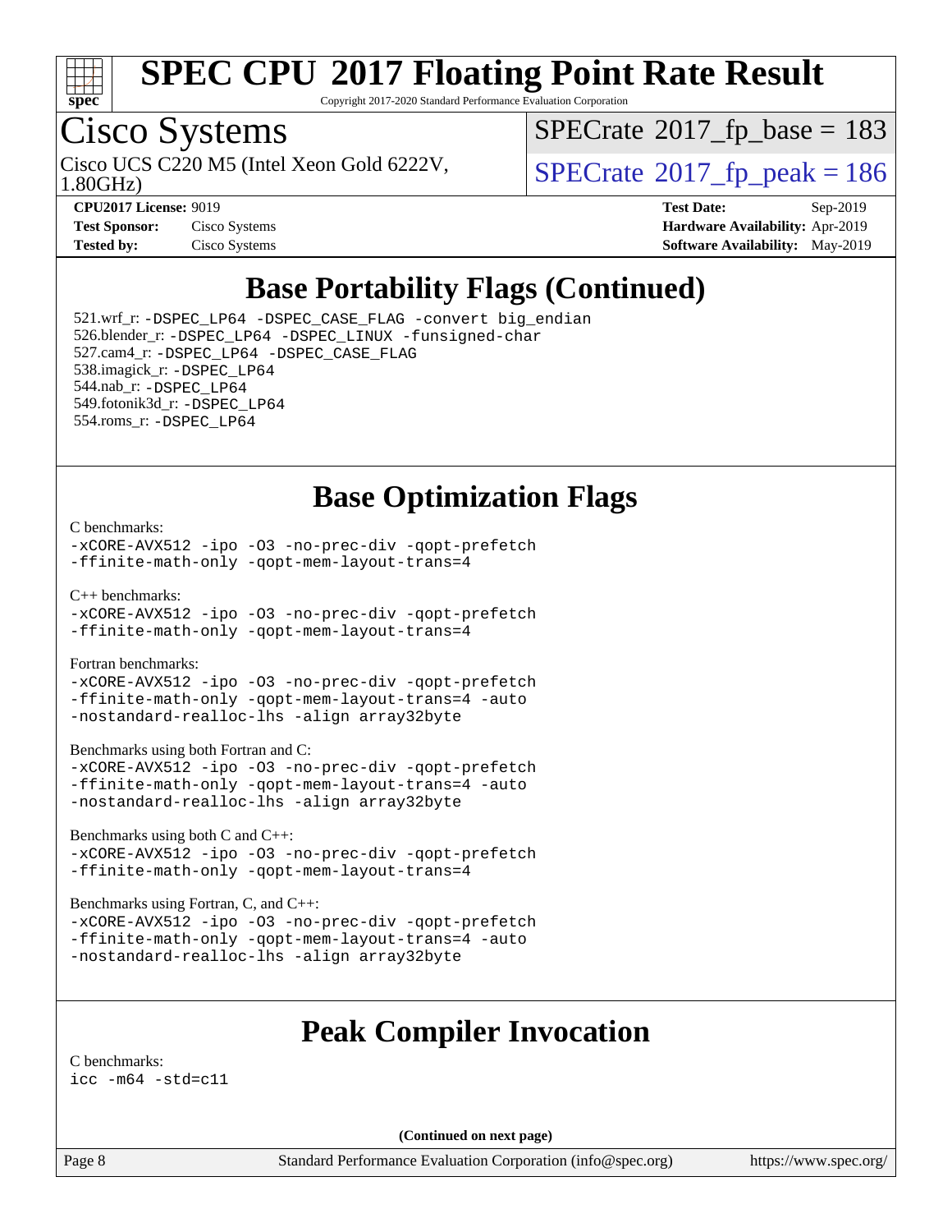# Base Portability Flags (Continued)

521.wrf_r: `-DSPEC_LP64 -DSPEC_CASE_FLAG -convert big_endian`
526.blender_r: `-DSPEC_LP64 -DSPEC_LINUX -funsigned-char`
527.cam4_r: `-DSPEC_LP64 -DSPEC_CASE_FLAG`
538.imagick_r: `-DSPEC_LP64`
544.nab_r: `-DSPEC_LP64`
549.fotonik3d_r: `-DSPEC_LP64`
554.roms_r: `-DSPEC_LP64`

# Base Optimization Flags

C benchmarks:
```
-xCORE-AVX512 -ipo -O3 -no-prec-div -qopt-prefetch
-ffinite-math-only -qopt-mem-layout-trans=4
```

C++ benchmarks:
```
-xCORE-AVX512 -ipo -O3 -no-prec-div -qopt-prefetch
-ffinite-math-only -qopt-mem-layout-trans=4
```

Fortran benchmarks:
```
-xCORE-AVX512 -ipo -O3 -no-prec-div -qopt-prefetch
-ffinite-math-only -qopt-mem-layout-trans=4 -auto
-nostandard-realloc-lhs -align array32byte
```

Benchmarks using both Fortran and C:
```
-xCORE-AVX512 -ipo -O3 -no-prec-div -qopt-prefetch
-ffinite-math-only -qopt-mem-layout-trans=4 -auto
-nostandard-realloc-lhs -align array32byte
```

Benchmarks using both C and C++:
```
-xCORE-AVX512 -ipo -O3 -no-prec-div -qopt-prefetch
-ffinite-math-only -qopt-mem-layout-trans=4
```

Benchmarks using Fortran, C, and C++:
```
-xCORE-AVX512 -ipo -O3 -no-prec-div -qopt-prefetch
-ffinite-math-only -qopt-mem-layout-trans=4 -auto
-nostandard-realloc-lhs -align array32byte
```

# Peak Compiler Invocation

C benchmarks:
```
icc -m64 -std=c11
```

**(Continued on next page)**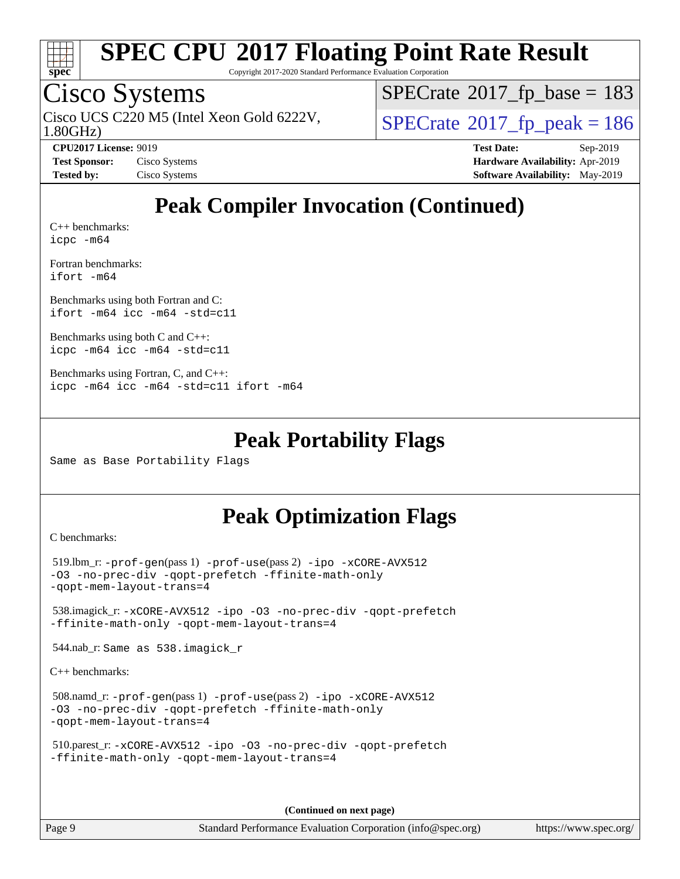# Peak Compiler Invocation (Continued)

C++ benchmarks:
```
icpc -m64
```

Fortran benchmarks:
```
ifort -m64
```

Benchmarks using both Fortran and C:
```
ifort -m64 icc -m64 -std=c11
```

Benchmarks using both C and C++:
```
icpc -m64 icc -m64 -std=c11
```

Benchmarks using Fortran, C, and C++:
```
icpc -m64 icc -m64 -std=c11 ifort -m64
```

# Peak Portability Flags

Same as Base Portability Flags

# Peak Optimization Flags

C benchmarks:

519.lbm_r: -prof-gen(pass 1) -prof-use(pass 2) -ipo -xCORE-AVX512 -O3 -no-prec-div -qopt-prefetch -ffinite-math-only -qopt-mem-layout-trans=4

538.imagick_r: -xCORE-AVX512 -ipo -O3 -no-prec-div -qopt-prefetch -ffinite-math-only -qopt-mem-layout-trans=4

544.nab_r: Same as 538.imagick_r

C++ benchmarks:

508.namd_r: -prof-gen(pass 1) -prof-use(pass 2) -ipo -xCORE-AVX512 -O3 -no-prec-div -qopt-prefetch -ffinite-math-only -qopt-mem-layout-trans=4

510.parest_r: -xCORE-AVX512 -ipo -O3 -no-prec-div -qopt-prefetch -ffinite-math-only -qopt-mem-layout-trans=4

(Continued on next page)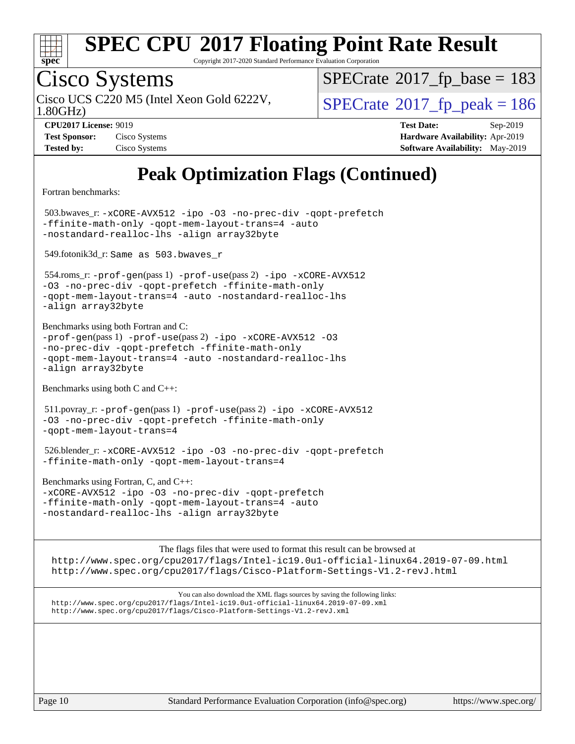# Peak Optimization Flags (Continued)

Fortran benchmarks:

503.bwaves_r: -xCORE-AVX512 -ipo -O3 -no-prec-div -qopt-prefetch -ffinite-math-only -qopt-mem-layout-trans=4 -auto -nostandard-realloc-lhs -align array32byte

549.fotonik3d_r: Same as 503.bwaves_r

554.roms_r: -prof-gen(pass 1) -prof-use(pass 2) -ipo -xCORE-AVX512 -O3 -no-prec-div -qopt-prefetch -ffinite-math-only -qopt-mem-layout-trans=4 -auto -nostandard-realloc-lhs -align array32byte

Benchmarks using both Fortran and C:
-prof-gen(pass 1) -prof-use(pass 2) -ipo -xCORE-AVX512 -O3 -no-prec-div -qopt-prefetch -ffinite-math-only -qopt-mem-layout-trans=4 -auto -nostandard-realloc-lhs -align array32byte

Benchmarks using both C and C++:

511.povray_r: -prof-gen(pass 1) -prof-use(pass 2) -ipo -xCORE-AVX512 -O3 -no-prec-div -qopt-prefetch -ffinite-math-only -qopt-mem-layout-trans=4

526.blender_r: -xCORE-AVX512 -ipo -O3 -no-prec-div -qopt-prefetch -ffinite-math-only -qopt-mem-layout-trans=4

Benchmarks using Fortran, C, and C++:
-xCORE-AVX512 -ipo -O3 -no-prec-div -qopt-prefetch -ffinite-math-only -qopt-mem-layout-trans=4 -auto -nostandard-realloc-lhs -align array32byte

The flags files that were used to format this result can be browsed at
http://www.spec.org/cpu2017/flags/Intel-ic19.0u1-official-linux64.2019-07-09.html
http://www.spec.org/cpu2017/flags/Cisco-Platform-Settings-V1.2-revJ.html

You can also download the XML flags sources by saving the following links:
http://www.spec.org/cpu2017/flags/Intel-ic19.0u1-official-linux64.2019-07-09.xml
http://www.spec.org/cpu2017/flags/Cisco-Platform-Settings-V1.2-revJ.xml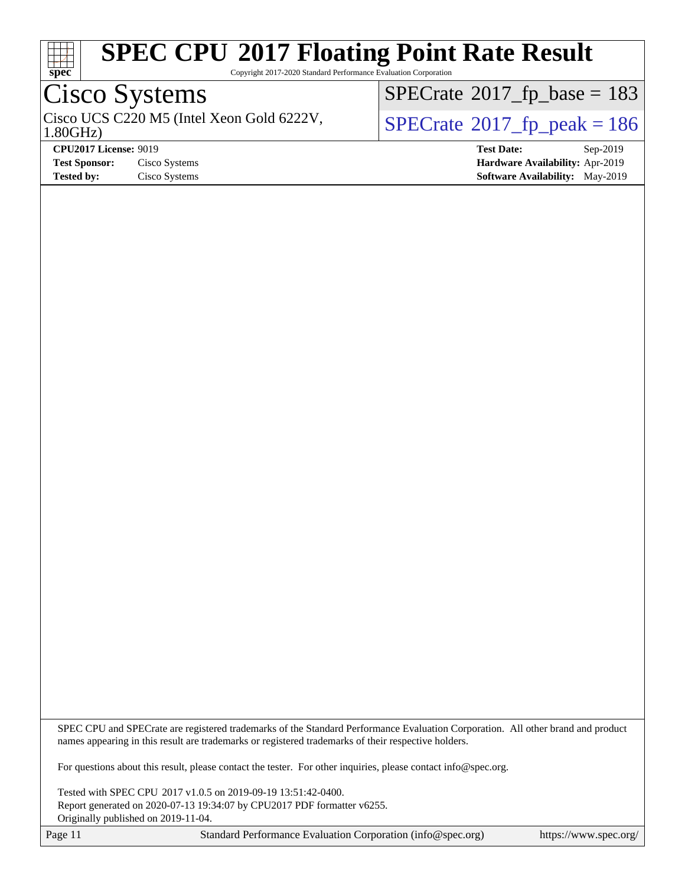# SPEC CPU 2017 Floating Point Rate Result

Copyright 2017-2020 Standard Performance Evaluation Corporation

## Cisco Systems

Cisco UCS C220 M5 (Intel Xeon Gold 6222V, 1.80GHz)

SPECrate 2017_fp_base = 183

SPECrate 2017_fp_peak = 186

**CPU2017 License:** 9019
**Test Sponsor:** Cisco Systems
**Tested by:** Cisco Systems

**Test Date:** Sep-2019
**Hardware Availability:** Apr-2019
**Software Availability:** May-2019

SPEC CPU and SPECrate are registered trademarks of the Standard Performance Evaluation Corporation. All other brand and product names appearing in this result are trademarks or registered trademarks of their respective holders.

For questions about this result, please contact the tester. For other inquiries, please contact info@spec.org.

Tested with SPEC CPU 2017 v1.0.5 on 2019-09-19 13:51:42-0400.
Report generated on 2020-07-13 19:34:07 by CPU2017 PDF formatter v6255.
Originally published on 2019-11-04.